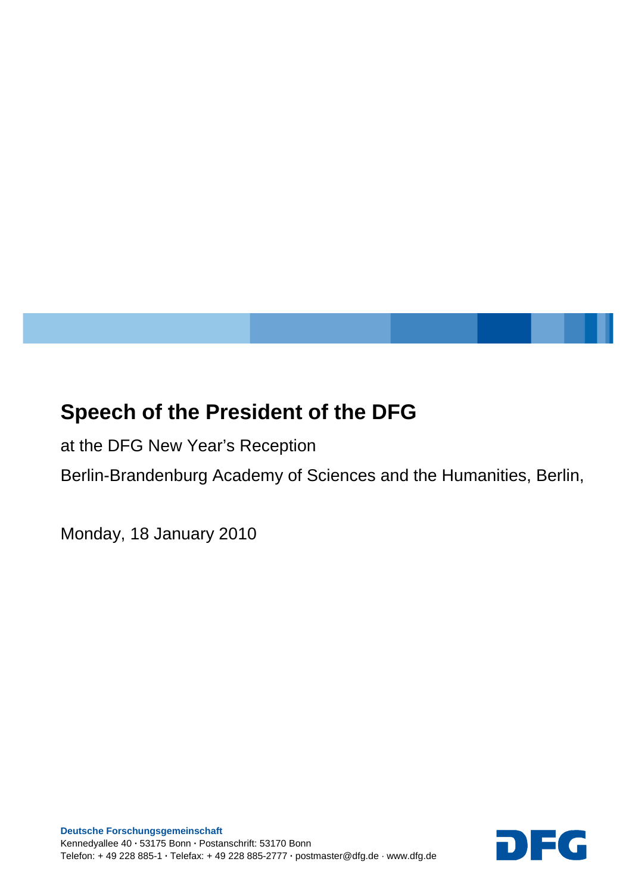# Speech of the President of the DFG

at the DFG New Year's Reception

Berlin-Brandenburg Academy of Sciences and the Humanities, Berlin,

Monday, 18 January 2010

**Deutsche Forschungsgemeinschaft**
Kennedyallee 40 · 53175 Bonn · Postanschrift: 53170 Bonn
Telefon: + 49 228 885-1 · Telefax: + 49 228 885-2777 · postmaster@dfg.de · www.dfg.de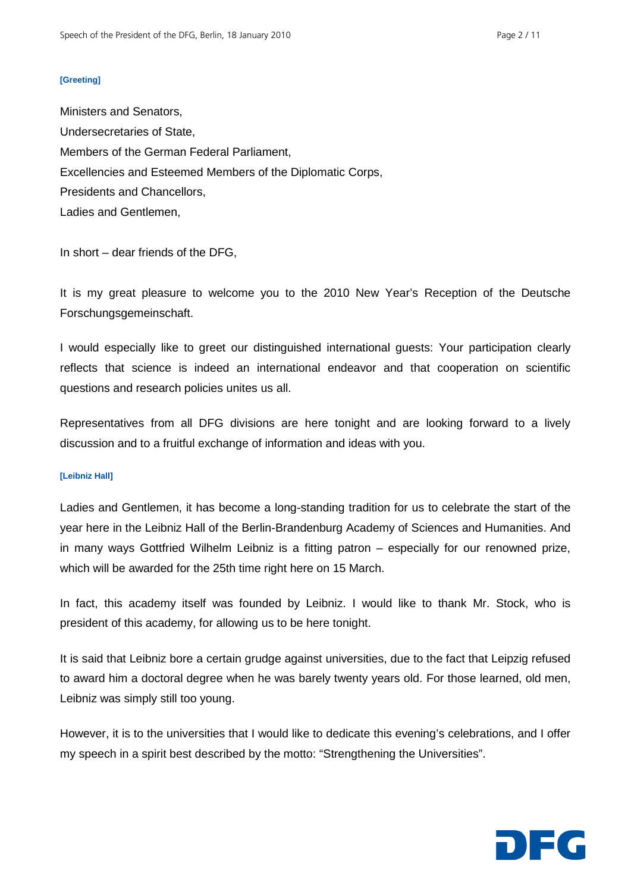**[Greeting]**

Ministers and Senators,
Undersecretaries of State,
Members of the German Federal Parliament,
Excellencies and Esteemed Members of the Diplomatic Corps,
Presidents and Chancellors,
Ladies and Gentlemen,

In short – dear friends of the DFG,

It is my great pleasure to welcome you to the 2010 New Year's Reception of the Deutsche Forschungsgemeinschaft.

I would especially like to greet our distinguished international guests: Your participation clearly reflects that science is indeed an international endeavor and that cooperation on scientific questions and research policies unites us all.

Representatives from all DFG divisions are here tonight and are looking forward to a lively discussion and to a fruitful exchange of information and ideas with you.

**[Leibniz Hall]**

Ladies and Gentlemen, it has become a long-standing tradition for us to celebrate the start of the year here in the Leibniz Hall of the Berlin-Brandenburg Academy of Sciences and Humanities. And in many ways Gottfried Wilhelm Leibniz is a fitting patron – especially for our renowned prize, which will be awarded for the 25th time right here on 15 March.

In fact, this academy itself was founded by Leibniz. I would like to thank Mr. Stock, who is president of this academy, for allowing us to be here tonight.

It is said that Leibniz bore a certain grudge against universities, due to the fact that Leipzig refused to award him a doctoral degree when he was barely twenty years old. For those learned, old men, Leibniz was simply still too young.

However, it is to the universities that I would like to dedicate this evening's celebrations, and I offer my speech in a spirit best described by the motto: "Strengthening the Universities".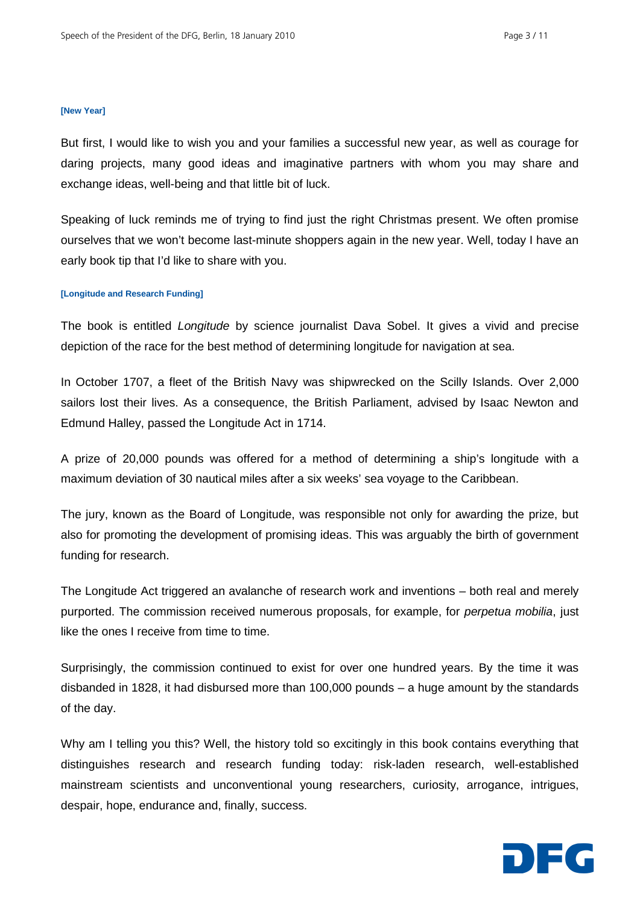**[New Year]**

But first, I would like to wish you and your families a successful new year, as well as courage for daring projects, many good ideas and imaginative partners with whom you may share and exchange ideas, well-being and that little bit of luck.

Speaking of luck reminds me of trying to find just the right Christmas present. We often promise ourselves that we won't become last-minute shoppers again in the new year. Well, today I have an early book tip that I'd like to share with you.

**[Longitude and Research Funding]**

The book is entitled *Longitude* by science journalist Dava Sobel. It gives a vivid and precise depiction of the race for the best method of determining longitude for navigation at sea.

In October 1707, a fleet of the British Navy was shipwrecked on the Scilly Islands. Over 2,000 sailors lost their lives. As a consequence, the British Parliament, advised by Isaac Newton and Edmund Halley, passed the Longitude Act in 1714.

A prize of 20,000 pounds was offered for a method of determining a ship's longitude with a maximum deviation of 30 nautical miles after a six weeks' sea voyage to the Caribbean.

The jury, known as the Board of Longitude, was responsible not only for awarding the prize, but also for promoting the development of promising ideas. This was arguably the birth of government funding for research.

The Longitude Act triggered an avalanche of research work and inventions – both real and merely purported. The commission received numerous proposals, for example, for *perpetua mobilia*, just like the ones I receive from time to time.

Surprisingly, the commission continued to exist for over one hundred years. By the time it was disbanded in 1828, it had disbursed more than 100,000 pounds – a huge amount by the standards of the day.

Why am I telling you this? Well, the history told so excitingly in this book contains everything that distinguishes research and research funding today: risk-laden research, well-established mainstream scientists and unconventional young researchers, curiosity, arrogance, intrigues, despair, hope, endurance and, finally, success.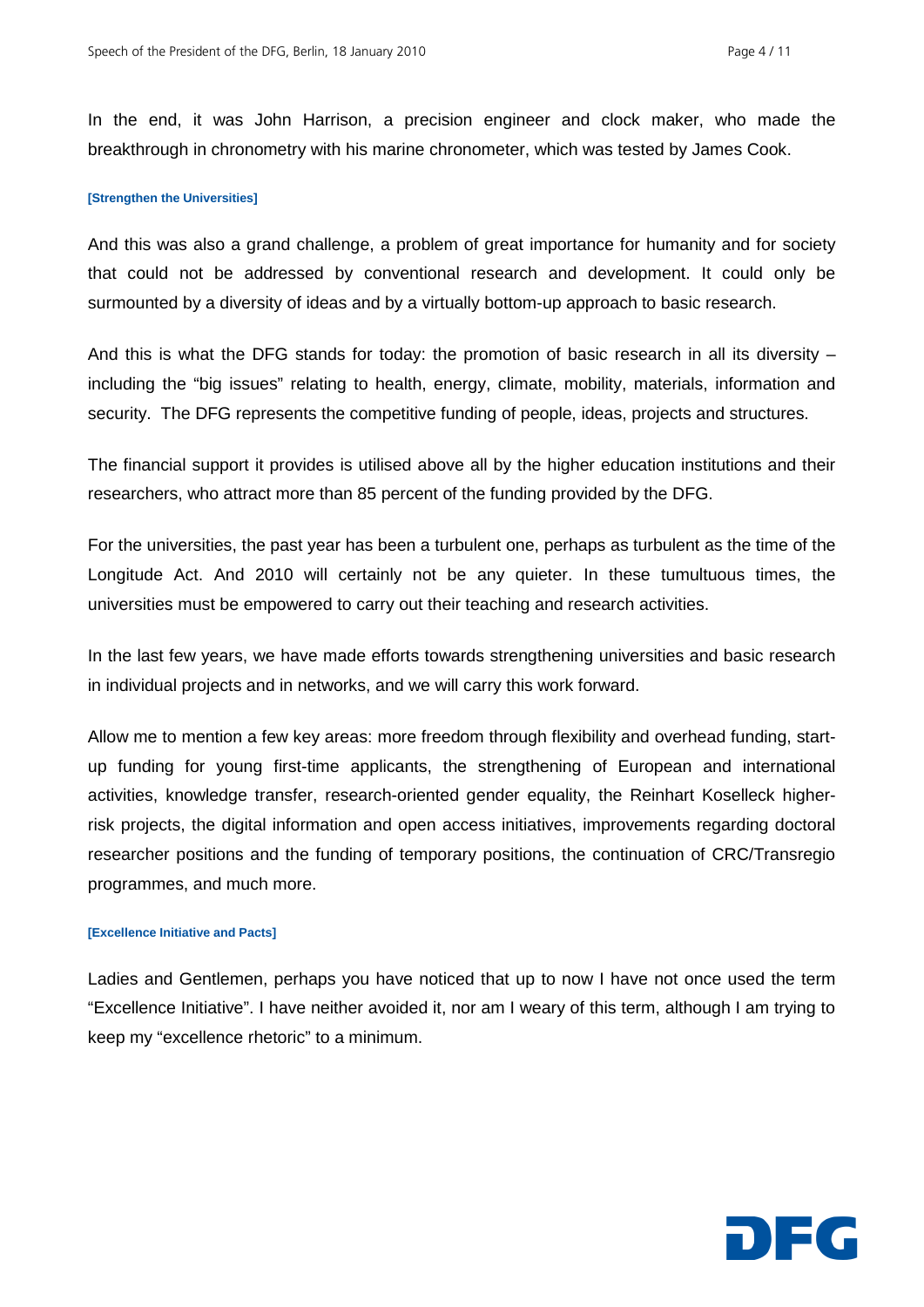In the end, it was John Harrison, a precision engineer and clock maker, who made the breakthrough in chronometry with his marine chronometer, which was tested by James Cook.

**[Strengthen the Universities]**

And this was also a grand challenge, a problem of great importance for humanity and for society that could not be addressed by conventional research and development. It could only be surmounted by a diversity of ideas and by a virtually bottom-up approach to basic research.

And this is what the DFG stands for today: the promotion of basic research in all its diversity – including the "big issues" relating to health, energy, climate, mobility, materials, information and security. The DFG represents the competitive funding of people, ideas, projects and structures.

The financial support it provides is utilised above all by the higher education institutions and their researchers, who attract more than 85 percent of the funding provided by the DFG.

For the universities, the past year has been a turbulent one, perhaps as turbulent as the time of the Longitude Act. And 2010 will certainly not be any quieter. In these tumultuous times, the universities must be empowered to carry out their teaching and research activities.

In the last few years, we have made efforts towards strengthening universities and basic research in individual projects and in networks, and we will carry this work forward.

Allow me to mention a few key areas: more freedom through flexibility and overhead funding, start-up funding for young first-time applicants, the strengthening of European and international activities, knowledge transfer, research-oriented gender equality, the Reinhart Koselleck higher-risk projects, the digital information and open access initiatives, improvements regarding doctoral researcher positions and the funding of temporary positions, the continuation of CRC/Transregio programmes, and much more.

**[Excellence Initiative and Pacts]**

Ladies and Gentlemen, perhaps you have noticed that up to now I have not once used the term "Excellence Initiative". I have neither avoided it, nor am I weary of this term, although I am trying to keep my "excellence rhetoric" to a minimum.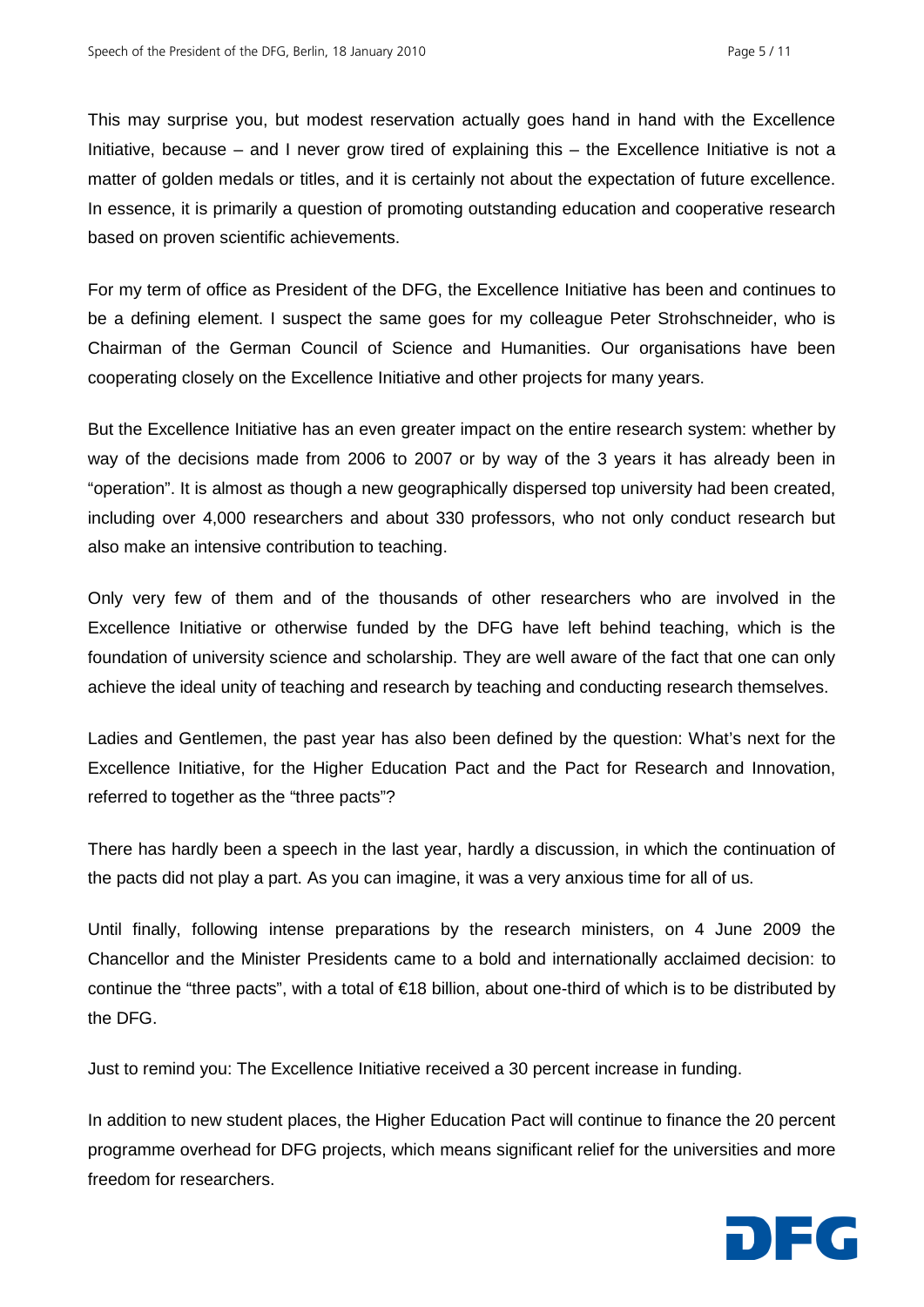This may surprise you, but modest reservation actually goes hand in hand with the Excellence Initiative, because – and I never grow tired of explaining this – the Excellence Initiative is not a matter of golden medals or titles, and it is certainly not about the expectation of future excellence. In essence, it is primarily a question of promoting outstanding education and cooperative research based on proven scientific achievements.

For my term of office as President of the DFG, the Excellence Initiative has been and continues to be a defining element. I suspect the same goes for my colleague Peter Strohschneider, who is Chairman of the German Council of Science and Humanities. Our organisations have been cooperating closely on the Excellence Initiative and other projects for many years.

But the Excellence Initiative has an even greater impact on the entire research system: whether by way of the decisions made from 2006 to 2007 or by way of the 3 years it has already been in "operation". It is almost as though a new geographically dispersed top university had been created, including over 4,000 researchers and about 330 professors, who not only conduct research but also make an intensive contribution to teaching.

Only very few of them and of the thousands of other researchers who are involved in the Excellence Initiative or otherwise funded by the DFG have left behind teaching, which is the foundation of university science and scholarship. They are well aware of the fact that one can only achieve the ideal unity of teaching and research by teaching and conducting research themselves.

Ladies and Gentlemen, the past year has also been defined by the question: What's next for the Excellence Initiative, for the Higher Education Pact and the Pact for Research and Innovation, referred to together as the "three pacts"?

There has hardly been a speech in the last year, hardly a discussion, in which the continuation of the pacts did not play a part. As you can imagine, it was a very anxious time for all of us.

Until finally, following intense preparations by the research ministers, on 4 June 2009 the Chancellor and the Minister Presidents came to a bold and internationally acclaimed decision: to continue the "three pacts", with a total of €18 billion, about one-third of which is to be distributed by the DFG.

Just to remind you: The Excellence Initiative received a 30 percent increase in funding.

In addition to new student places, the Higher Education Pact will continue to finance the 20 percent programme overhead for DFG projects, which means significant relief for the universities and more freedom for researchers.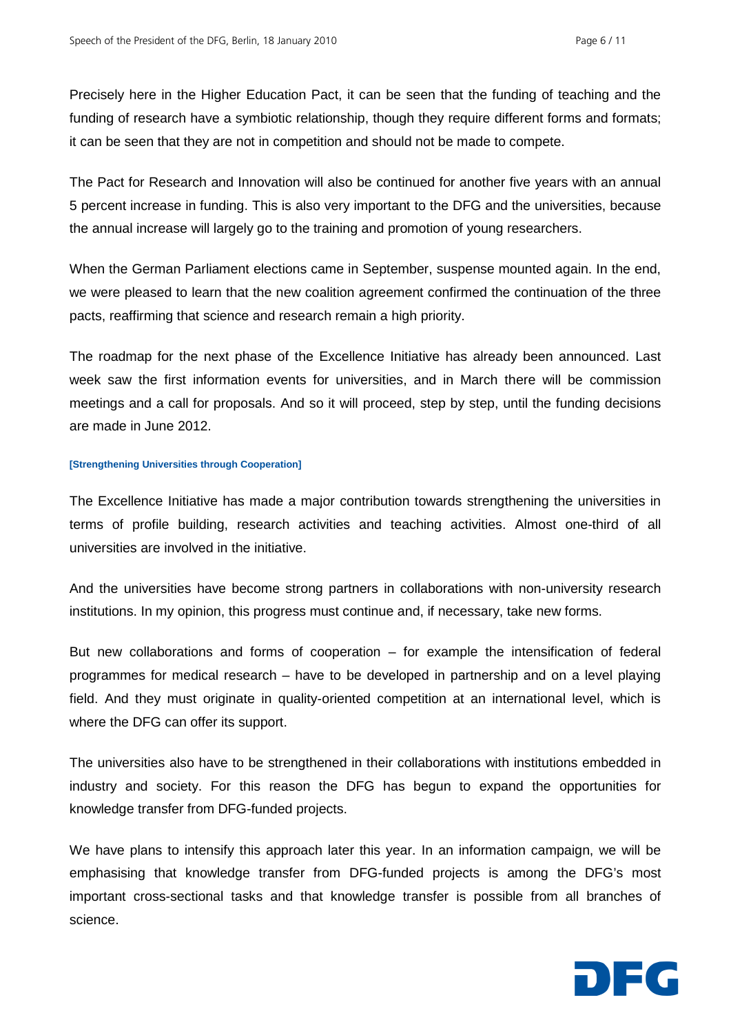Precisely here in the Higher Education Pact, it can be seen that the funding of teaching and the funding of research have a symbiotic relationship, though they require different forms and formats; it can be seen that they are not in competition and should not be made to compete.

The Pact for Research and Innovation will also be continued for another five years with an annual 5 percent increase in funding. This is also very important to the DFG and the universities, because the annual increase will largely go to the training and promotion of young researchers.

When the German Parliament elections came in September, suspense mounted again. In the end, we were pleased to learn that the new coalition agreement confirmed the continuation of the three pacts, reaffirming that science and research remain a high priority.

The roadmap for the next phase of the Excellence Initiative has already been announced. Last week saw the first information events for universities, and in March there will be commission meetings and a call for proposals. And so it will proceed, step by step, until the funding decisions are made in June 2012.

#### [Strengthening Universities through Cooperation]

The Excellence Initiative has made a major contribution towards strengthening the universities in terms of profile building, research activities and teaching activities. Almost one-third of all universities are involved in the initiative.

And the universities have become strong partners in collaborations with non-university research institutions. In my opinion, this progress must continue and, if necessary, take new forms.

But new collaborations and forms of cooperation – for example the intensification of federal programmes for medical research – have to be developed in partnership and on a level playing field. And they must originate in quality-oriented competition at an international level, which is where the DFG can offer its support.

The universities also have to be strengthened in their collaborations with institutions embedded in industry and society. For this reason the DFG has begun to expand the opportunities for knowledge transfer from DFG-funded projects.

We have plans to intensify this approach later this year. In an information campaign, we will be emphasising that knowledge transfer from DFG-funded projects is among the DFG's most important cross-sectional tasks and that knowledge transfer is possible from all branches of science.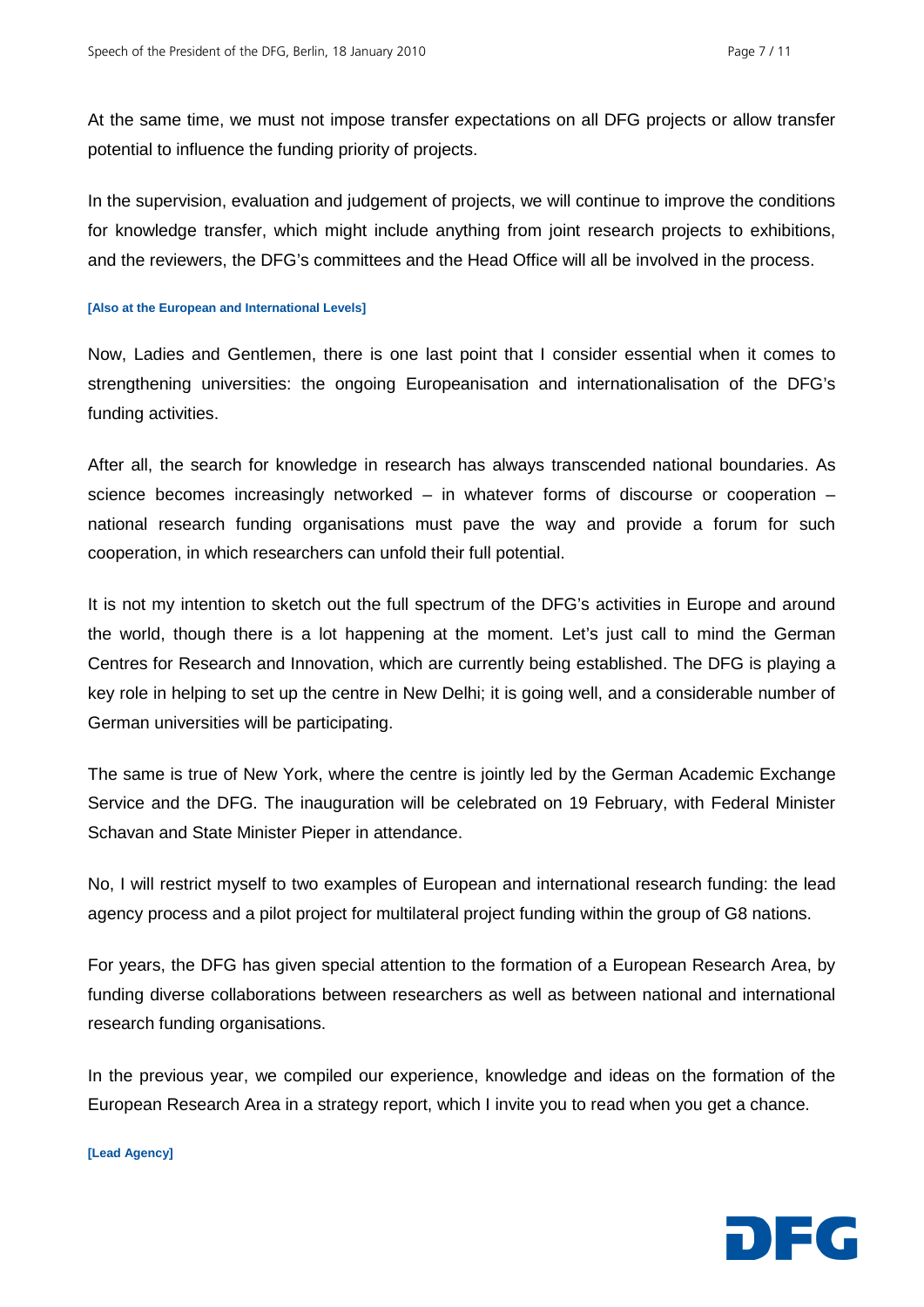At the same time, we must not impose transfer expectations on all DFG projects or allow transfer potential to influence the funding priority of projects.

In the supervision, evaluation and judgement of projects, we will continue to improve the conditions for knowledge transfer, which might include anything from joint research projects to exhibitions, and the reviewers, the DFG's committees and the Head Office will all be involved in the process.

**[Also at the European and International Levels]**

Now, Ladies and Gentlemen, there is one last point that I consider essential when it comes to strengthening universities: the ongoing Europeanisation and internationalisation of the DFG's funding activities.

After all, the search for knowledge in research has always transcended national boundaries. As science becomes increasingly networked – in whatever forms of discourse or cooperation – national research funding organisations must pave the way and provide a forum for such cooperation, in which researchers can unfold their full potential.

It is not my intention to sketch out the full spectrum of the DFG's activities in Europe and around the world, though there is a lot happening at the moment. Let's just call to mind the German Centres for Research and Innovation, which are currently being established. The DFG is playing a key role in helping to set up the centre in New Delhi; it is going well, and a considerable number of German universities will be participating.

The same is true of New York, where the centre is jointly led by the German Academic Exchange Service and the DFG. The inauguration will be celebrated on 19 February, with Federal Minister Schavan and State Minister Pieper in attendance.

No, I will restrict myself to two examples of European and international research funding: the lead agency process and a pilot project for multilateral project funding within the group of G8 nations.

For years, the DFG has given special attention to the formation of a European Research Area, by funding diverse collaborations between researchers as well as between national and international research funding organisations.

In the previous year, we compiled our experience, knowledge and ideas on the formation of the European Research Area in a strategy report, which I invite you to read when you get a chance.

**[Lead Agency]**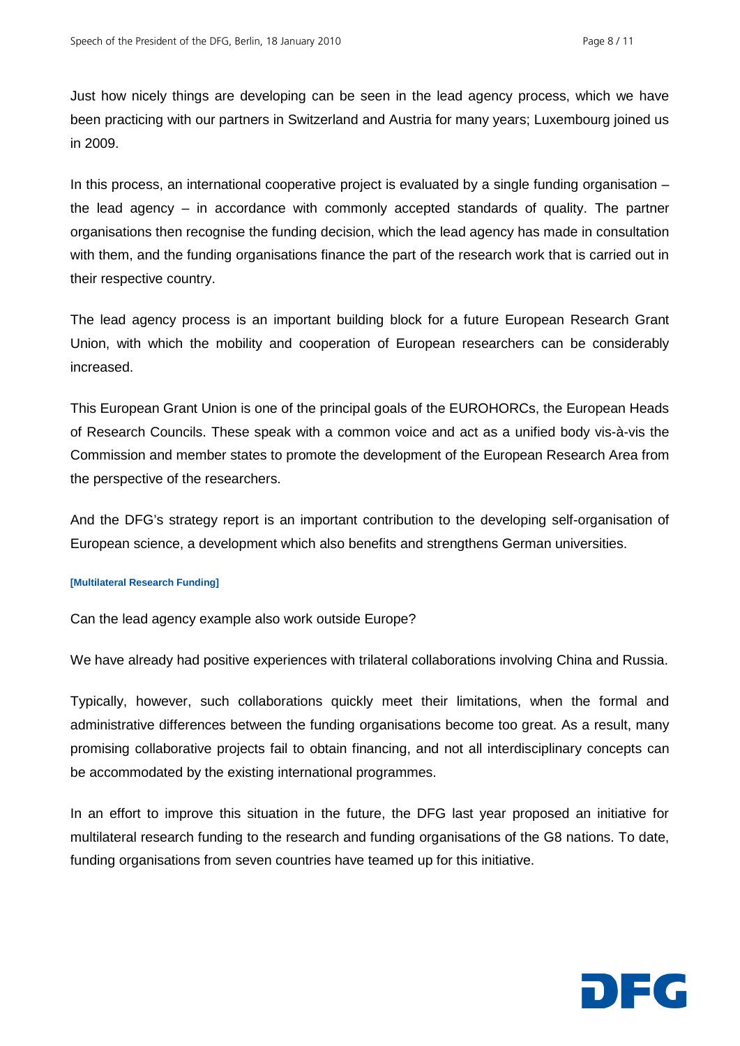Just how nicely things are developing can be seen in the lead agency process, which we have been practicing with our partners in Switzerland and Austria for many years; Luxembourg joined us in 2009.

In this process, an international cooperative project is evaluated by a single funding organisation – the lead agency – in accordance with commonly accepted standards of quality. The partner organisations then recognise the funding decision, which the lead agency has made in consultation with them, and the funding organisations finance the part of the research work that is carried out in their respective country.

The lead agency process is an important building block for a future European Research Grant Union, with which the mobility and cooperation of European researchers can be considerably increased.

This European Grant Union is one of the principal goals of the EUROHORCs, the European Heads of Research Councils. These speak with a common voice and act as a unified body vis-à-vis the Commission and member states to promote the development of the European Research Area from the perspective of the researchers.

And the DFG's strategy report is an important contribution to the developing self-organisation of European science, a development which also benefits and strengthens German universities.

**[Multilateral Research Funding]**

Can the lead agency example also work outside Europe?

We have already had positive experiences with trilateral collaborations involving China and Russia.

Typically, however, such collaborations quickly meet their limitations, when the formal and administrative differences between the funding organisations become too great. As a result, many promising collaborative projects fail to obtain financing, and not all interdisciplinary concepts can be accommodated by the existing international programmes.

In an effort to improve this situation in the future, the DFG last year proposed an initiative for multilateral research funding to the research and funding organisations of the G8 nations. To date, funding organisations from seven countries have teamed up for this initiative.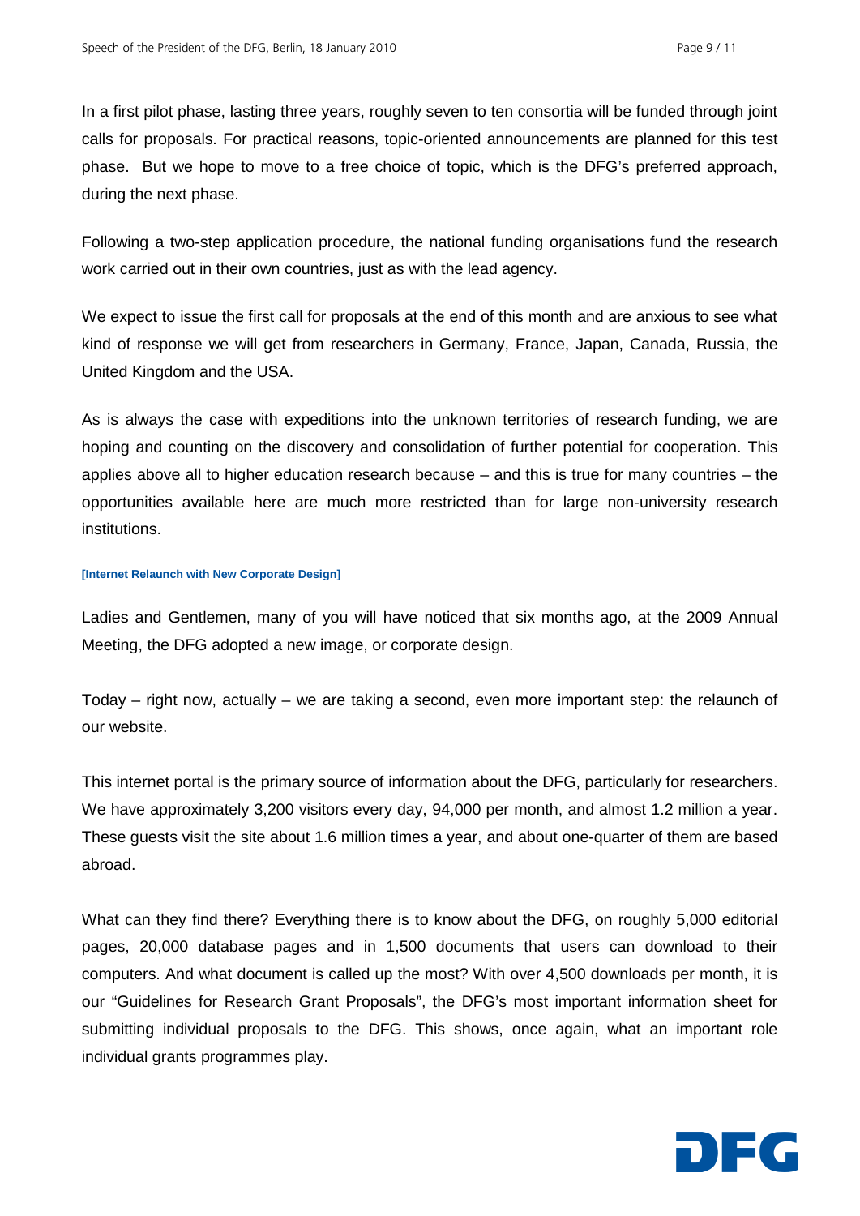In a first pilot phase, lasting three years, roughly seven to ten consortia will be funded through joint calls for proposals. For practical reasons, topic-oriented announcements are planned for this test phase. But we hope to move to a free choice of topic, which is the DFG's preferred approach, during the next phase.

Following a two-step application procedure, the national funding organisations fund the research work carried out in their own countries, just as with the lead agency.

We expect to issue the first call for proposals at the end of this month and are anxious to see what kind of response we will get from researchers in Germany, France, Japan, Canada, Russia, the United Kingdom and the USA.

As is always the case with expeditions into the unknown territories of research funding, we are hoping and counting on the discovery and consolidation of further potential for cooperation. This applies above all to higher education research because – and this is true for many countries – the opportunities available here are much more restricted than for large non-university research institutions.

**[Internet Relaunch with New Corporate Design]**

Ladies and Gentlemen, many of you will have noticed that six months ago, at the 2009 Annual Meeting, the DFG adopted a new image, or corporate design.

Today – right now, actually – we are taking a second, even more important step: the relaunch of our website.

This internet portal is the primary source of information about the DFG, particularly for researchers. We have approximately 3,200 visitors every day, 94,000 per month, and almost 1.2 million a year. These guests visit the site about 1.6 million times a year, and about one-quarter of them are based abroad.

What can they find there? Everything there is to know about the DFG, on roughly 5,000 editorial pages, 20,000 database pages and in 1,500 documents that users can download to their computers. And what document is called up the most? With over 4,500 downloads per month, it is our "Guidelines for Research Grant Proposals", the DFG's most important information sheet for submitting individual proposals to the DFG. This shows, once again, what an important role individual grants programmes play.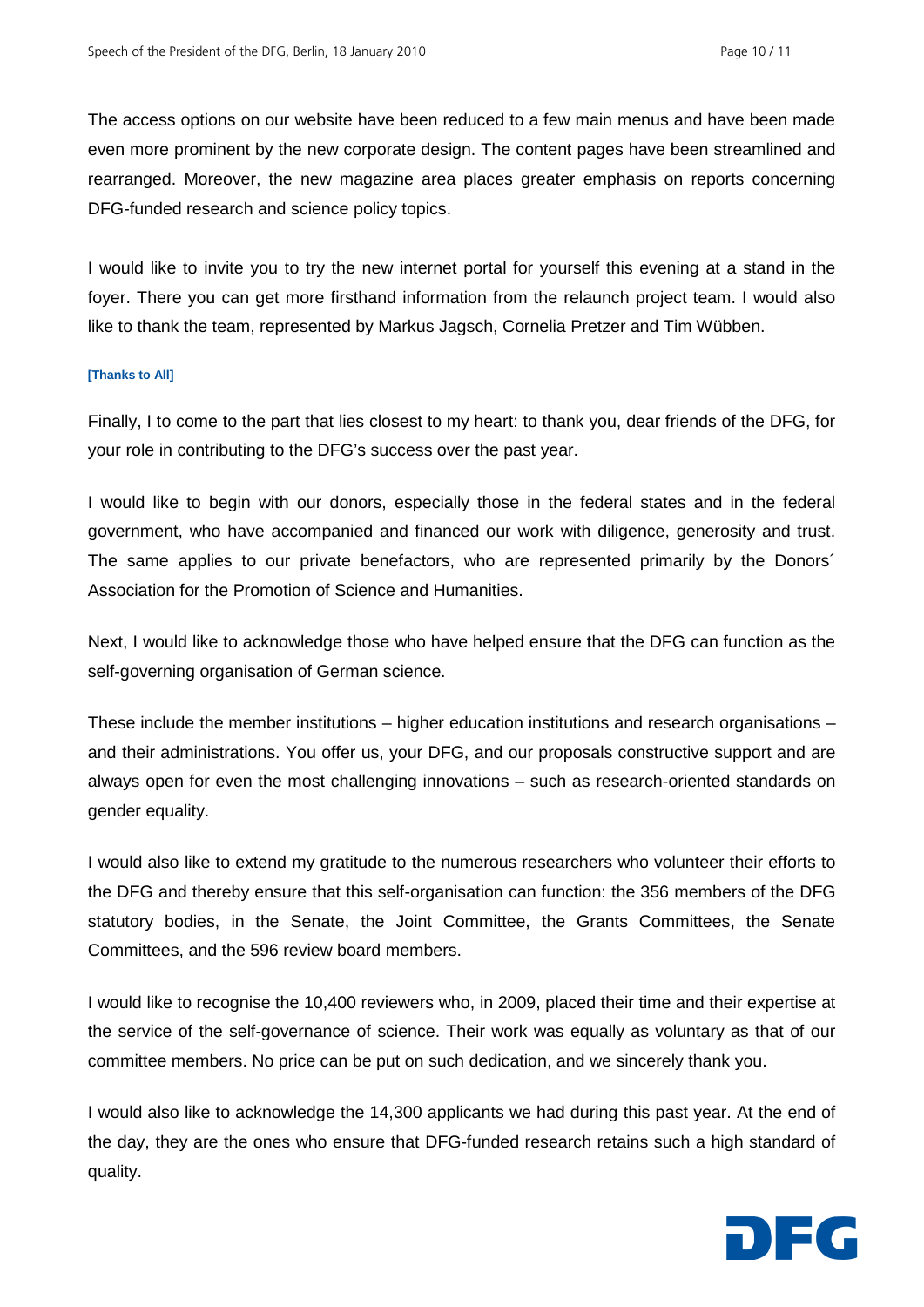The access options on our website have been reduced to a few main menus and have been made even more prominent by the new corporate design. The content pages have been streamlined and rearranged. Moreover, the new magazine area places greater emphasis on reports concerning DFG-funded research and science policy topics.

I would like to invite you to try the new internet portal for yourself this evening at a stand in the foyer. There you can get more firsthand information from the relaunch project team. I would also like to thank the team, represented by Markus Jagsch, Cornelia Pretzer and Tim Wübben.

**[Thanks to All]**

Finally, I to come to the part that lies closest to my heart: to thank you, dear friends of the DFG, for your role in contributing to the DFG's success over the past year.

I would like to begin with our donors, especially those in the federal states and in the federal government, who have accompanied and financed our work with diligence, generosity and trust. The same applies to our private benefactors, who are represented primarily by the Donors´ Association for the Promotion of Science and Humanities.

Next, I would like to acknowledge those who have helped ensure that the DFG can function as the self-governing organisation of German science.

These include the member institutions – higher education institutions and research organisations – and their administrations. You offer us, your DFG, and our proposals constructive support and are always open for even the most challenging innovations – such as research-oriented standards on gender equality.

I would also like to extend my gratitude to the numerous researchers who volunteer their efforts to the DFG and thereby ensure that this self-organisation can function: the 356 members of the DFG statutory bodies, in the Senate, the Joint Committee, the Grants Committees, the Senate Committees, and the 596 review board members.

I would like to recognise the 10,400 reviewers who, in 2009, placed their time and their expertise at the service of the self-governance of science. Their work was equally as voluntary as that of our committee members. No price can be put on such dedication, and we sincerely thank you.

I would also like to acknowledge the 14,300 applicants we had during this past year. At the end of the day, they are the ones who ensure that DFG-funded research retains such a high standard of quality.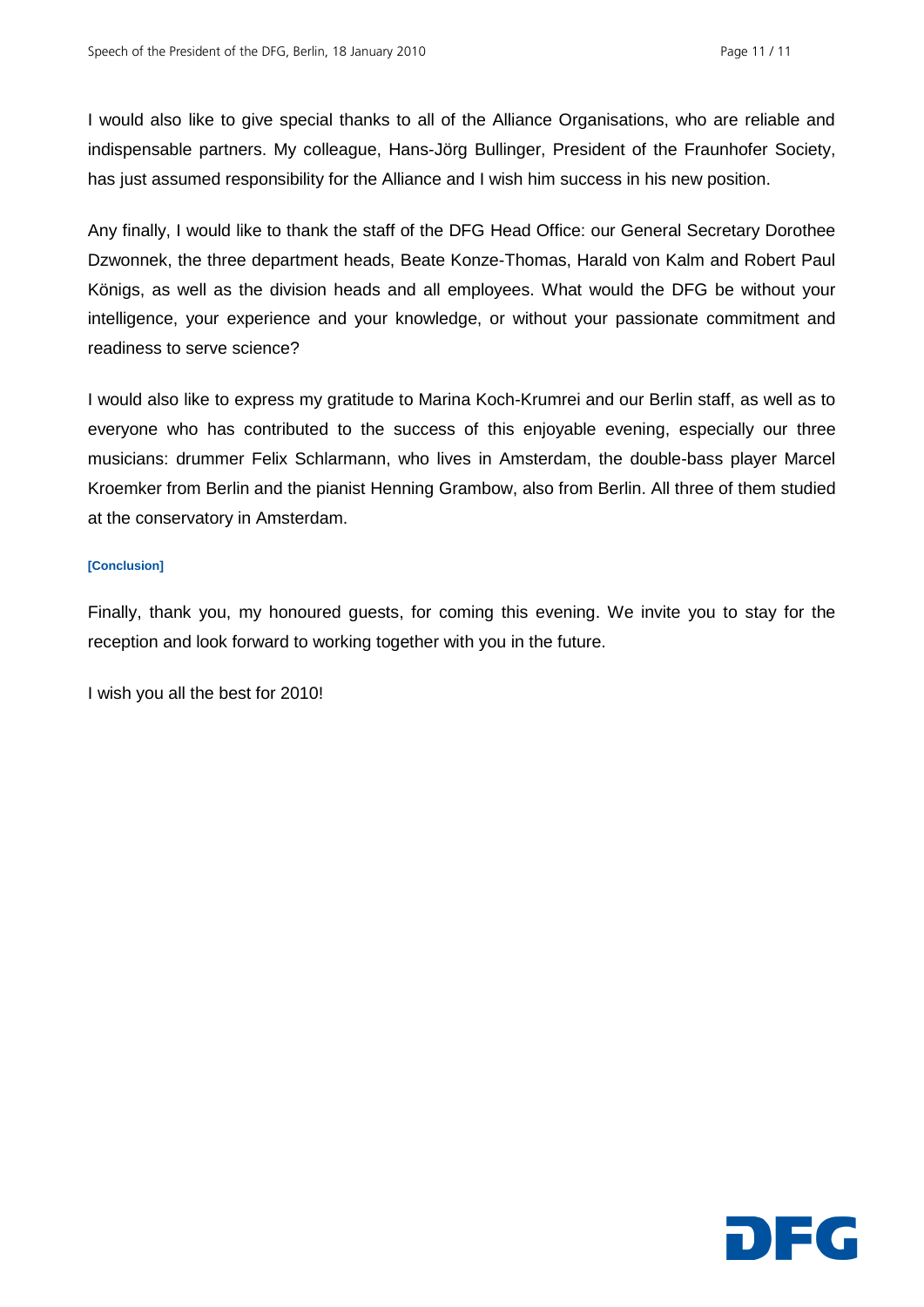I would also like to give special thanks to all of the Alliance Organisations, who are reliable and indispensable partners. My colleague, Hans-Jörg Bullinger, President of the Fraunhofer Society, has just assumed responsibility for the Alliance and I wish him success in his new position.

Any finally, I would like to thank the staff of the DFG Head Office: our General Secretary Dorothee Dzwonnek, the three department heads, Beate Konze-Thomas, Harald von Kalm and Robert Paul Königs, as well as the division heads and all employees. What would the DFG be without your intelligence, your experience and your knowledge, or without your passionate commitment and readiness to serve science?

I would also like to express my gratitude to Marina Koch-Krumrei and our Berlin staff, as well as to everyone who has contributed to the success of this enjoyable evening, especially our three musicians: drummer Felix Schlarmann, who lives in Amsterdam, the double-bass player Marcel Kroemker from Berlin and the pianist Henning Grambow, also from Berlin. All three of them studied at the conservatory in Amsterdam.

**[Conclusion]**

Finally, thank you, my honoured guests, for coming this evening. We invite you to stay for the reception and look forward to working together with you in the future.

I wish you all the best for 2010!